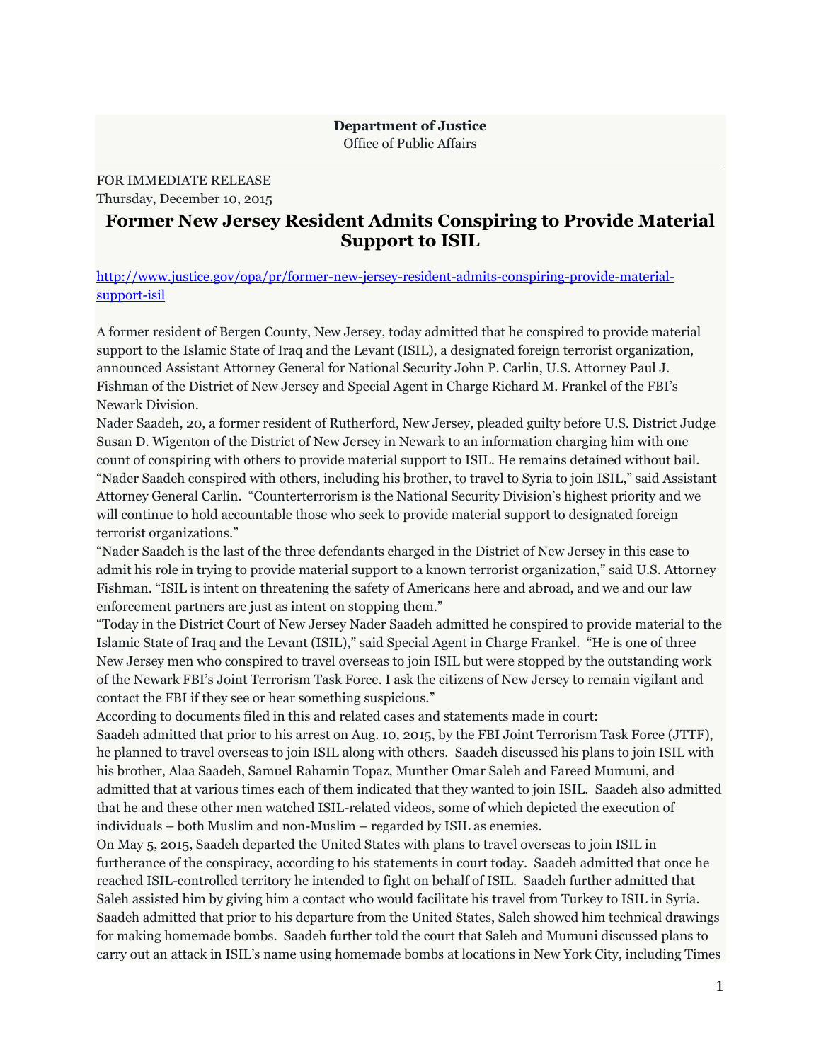**Department of Justice**
Office of Public Affairs

FOR IMMEDIATE RELEASE
Thursday, December 10, 2015

# Former New Jersey Resident Admits Conspiring to Provide Material Support to ISIL

http://www.justice.gov/opa/pr/former-new-jersey-resident-admits-conspiring-provide-material-support-isil

A former resident of Bergen County, New Jersey, today admitted that he conspired to provide material support to the Islamic State of Iraq and the Levant (ISIL), a designated foreign terrorist organization, announced Assistant Attorney General for National Security John P. Carlin, U.S. Attorney Paul J. Fishman of the District of New Jersey and Special Agent in Charge Richard M. Frankel of the FBI's Newark Division.

Nader Saadeh, 20, a former resident of Rutherford, New Jersey, pleaded guilty before U.S. District Judge Susan D. Wigenton of the District of New Jersey in Newark to an information charging him with one count of conspiring with others to provide material support to ISIL. He remains detained without bail.

"Nader Saadeh conspired with others, including his brother, to travel to Syria to join ISIL," said Assistant Attorney General Carlin. "Counterterrorism is the National Security Division's highest priority and we will continue to hold accountable those who seek to provide material support to designated foreign terrorist organizations."

"Nader Saadeh is the last of the three defendants charged in the District of New Jersey in this case to admit his role in trying to provide material support to a known terrorist organization," said U.S. Attorney Fishman. "ISIL is intent on threatening the safety of Americans here and abroad, and we and our law enforcement partners are just as intent on stopping them."

"Today in the District Court of New Jersey Nader Saadeh admitted he conspired to provide material to the Islamic State of Iraq and the Levant (ISIL)," said Special Agent in Charge Frankel. "He is one of three New Jersey men who conspired to travel overseas to join ISIL but were stopped by the outstanding work of the Newark FBI's Joint Terrorism Task Force. I ask the citizens of New Jersey to remain vigilant and contact the FBI if they see or hear something suspicious."

According to documents filed in this and related cases and statements made in court:

Saadeh admitted that prior to his arrest on Aug. 10, 2015, by the FBI Joint Terrorism Task Force (JTTF), he planned to travel overseas to join ISIL along with others. Saadeh discussed his plans to join ISIL with his brother, Alaa Saadeh, Samuel Rahamin Topaz, Munther Omar Saleh and Fareed Mumuni, and admitted that at various times each of them indicated that they wanted to join ISIL. Saadeh also admitted that he and these other men watched ISIL-related videos, some of which depicted the execution of individuals – both Muslim and non-Muslim – regarded by ISIL as enemies.

On May 5, 2015, Saadeh departed the United States with plans to travel overseas to join ISIL in furtherance of the conspiracy, according to his statements in court today. Saadeh admitted that once he reached ISIL-controlled territory he intended to fight on behalf of ISIL. Saadeh further admitted that Saleh assisted him by giving him a contact who would facilitate his travel from Turkey to ISIL in Syria. Saadeh admitted that prior to his departure from the United States, Saleh showed him technical drawings for making homemade bombs. Saadeh further told the court that Saleh and Mumuni discussed plans to carry out an attack in ISIL's name using homemade bombs at locations in New York City, including Times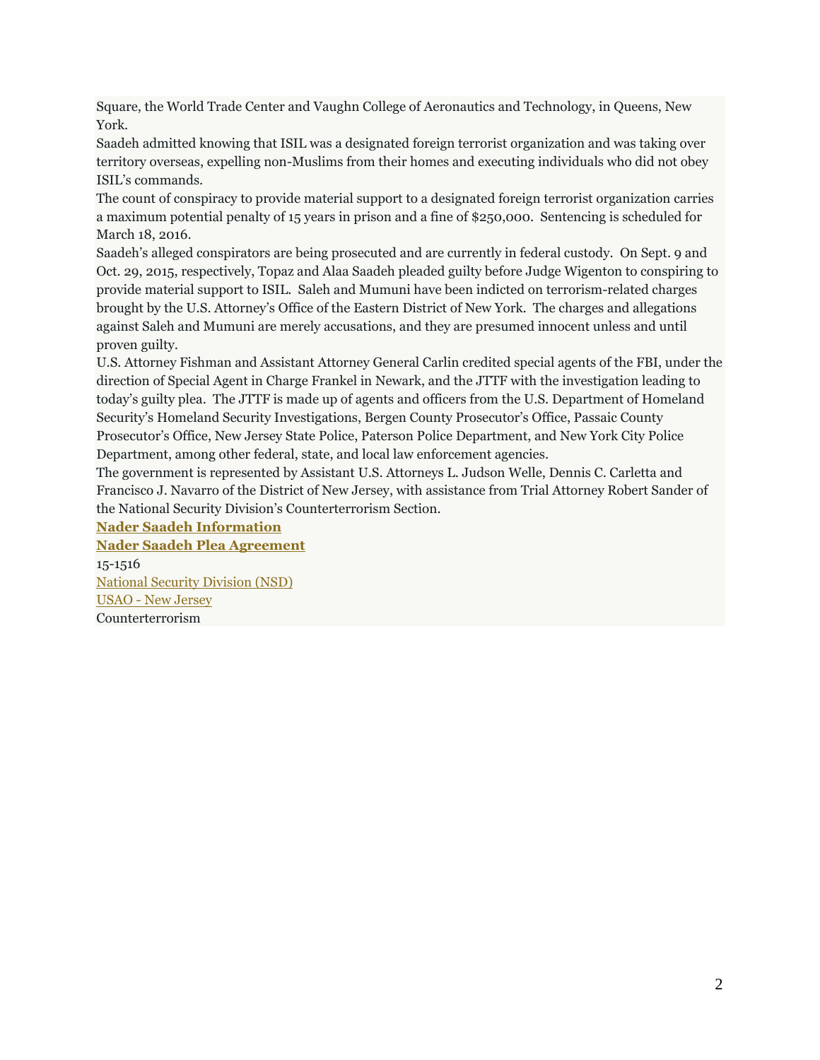Square, the World Trade Center and Vaughn College of Aeronautics and Technology, in Queens, New York.

Saadeh admitted knowing that ISIL was a designated foreign terrorist organization and was taking over territory overseas, expelling non-Muslims from their homes and executing individuals who did not obey ISIL's commands.

The count of conspiracy to provide material support to a designated foreign terrorist organization carries a maximum potential penalty of 15 years in prison and a fine of $250,000. Sentencing is scheduled for March 18, 2016.

Saadeh's alleged conspirators are being prosecuted and are currently in federal custody. On Sept. 9 and Oct. 29, 2015, respectively, Topaz and Alaa Saadeh pleaded guilty before Judge Wigenton to conspiring to provide material support to ISIL. Saleh and Mumuni have been indicted on terrorism-related charges brought by the U.S. Attorney's Office of the Eastern District of New York. The charges and allegations against Saleh and Mumuni are merely accusations, and they are presumed innocent unless and until proven guilty.

U.S. Attorney Fishman and Assistant Attorney General Carlin credited special agents of the FBI, under the direction of Special Agent in Charge Frankel in Newark, and the JTTF with the investigation leading to today's guilty plea. The JTTF is made up of agents and officers from the U.S. Department of Homeland Security's Homeland Security Investigations, Bergen County Prosecutor's Office, Passaic County Prosecutor's Office, New Jersey State Police, Paterson Police Department, and New York City Police Department, among other federal, state, and local law enforcement agencies.

The government is represented by Assistant U.S. Attorneys L. Judson Welle, Dennis C. Carletta and Francisco J. Navarro of the District of New Jersey, with assistance from Trial Attorney Robert Sander of the National Security Division's Counterterrorism Section.

**Nader Saadeh Information**

**Nader Saadeh Plea Agreement**

15-1516

National Security Division (NSD)

USAO - New Jersey

Counterterrorism